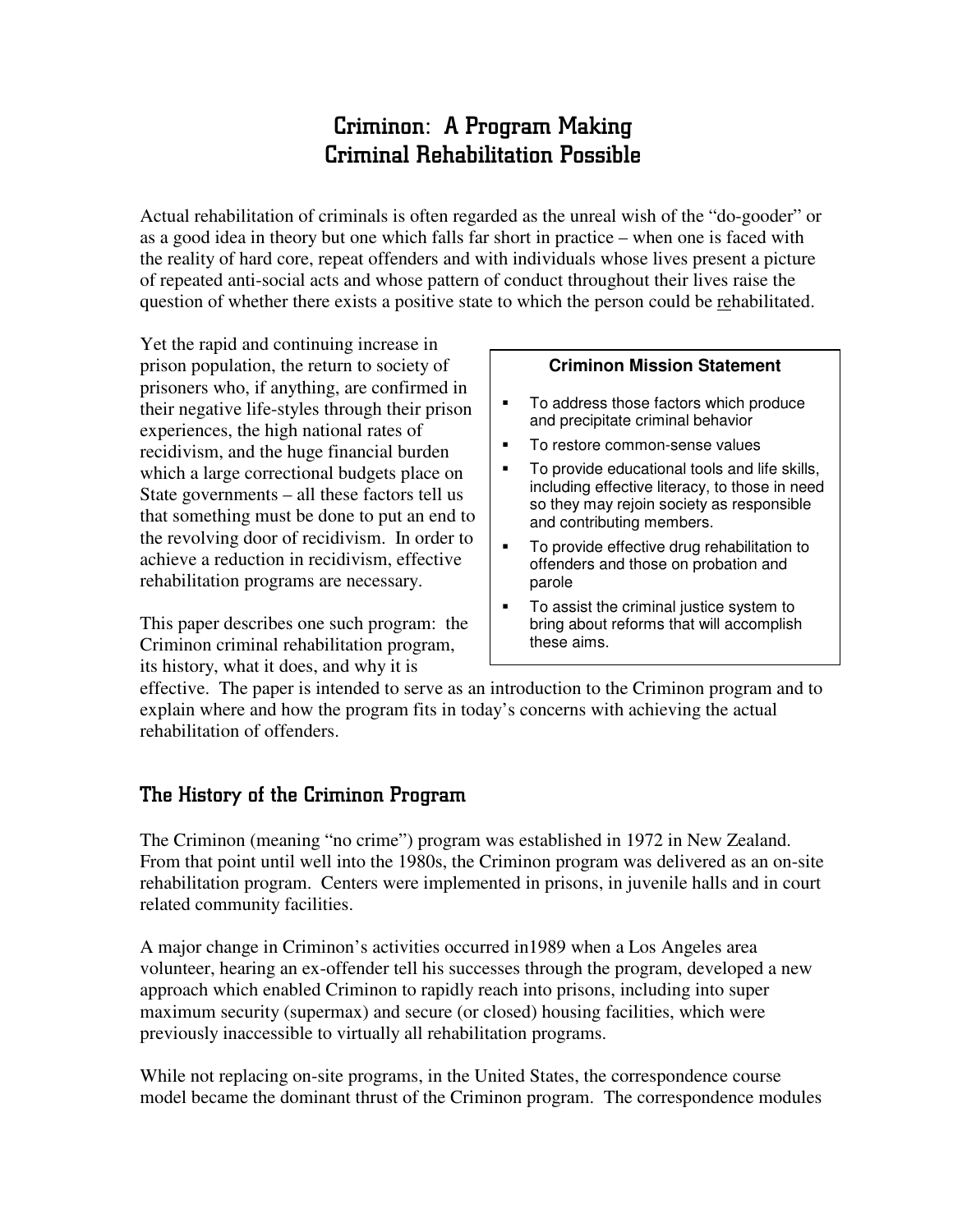# Criminon: A Program Making Criminal Rehabilitation Possible

Actual rehabilitation of criminals is often regarded as the unreal wish of the "do-gooder" or as a good idea in theory but one which falls far short in practice – when one is faced with the reality of hard core, repeat offenders and with individuals whose lives present a picture of repeated anti-social acts and whose pattern of conduct throughout their lives raise the question of whether there exists a positive state to which the person could be rehabilitated.

Yet the rapid and continuing increase in prison population, the return to society of prisoners who, if anything, are confirmed in their negative life-styles through their prison experiences, the high national rates of recidivism, and the huge financial burden which a large correctional budgets place on State governments – all these factors tell us that something must be done to put an end to the revolving door of recidivism. In order to achieve a reduction in recidivism, effective rehabilitation programs are necessary.

This paper describes one such program: the Criminon criminal rehabilitation program, its history, what it does, and why it is effective. The paper is intended to serve as an introduction to the Criminon program and to explain where and how the program fits in today's concerns with achieving the actual rehabilitation of offenders.

> **Criminon Mission Statement**
>
> - To address those factors which produce and precipitate criminal behavior
> - To restore common-sense values
> - To provide educational tools and life skills, including effective literacy, to those in need so they may rejoin society as responsible and contributing members.
> - To provide effective drug rehabilitation to offenders and those on probation and parole
> - To assist the criminal justice system to bring about reforms that will accomplish these aims.

## The History of the Criminon Program

The Criminon (meaning "no crime") program was established in 1972 in New Zealand. From that point until well into the 1980s, the Criminon program was delivered as an on-site rehabilitation program. Centers were implemented in prisons, in juvenile halls and in court related community facilities.

A major change in Criminon's activities occurred in1989 when a Los Angeles area volunteer, hearing an ex-offender tell his successes through the program, developed a new approach which enabled Criminon to rapidly reach into prisons, including into super maximum security (supermax) and secure (or closed) housing facilities, which were previously inaccessible to virtually all rehabilitation programs.

While not replacing on-site programs, in the United States, the correspondence course model became the dominant thrust of the Criminon program. The correspondence modules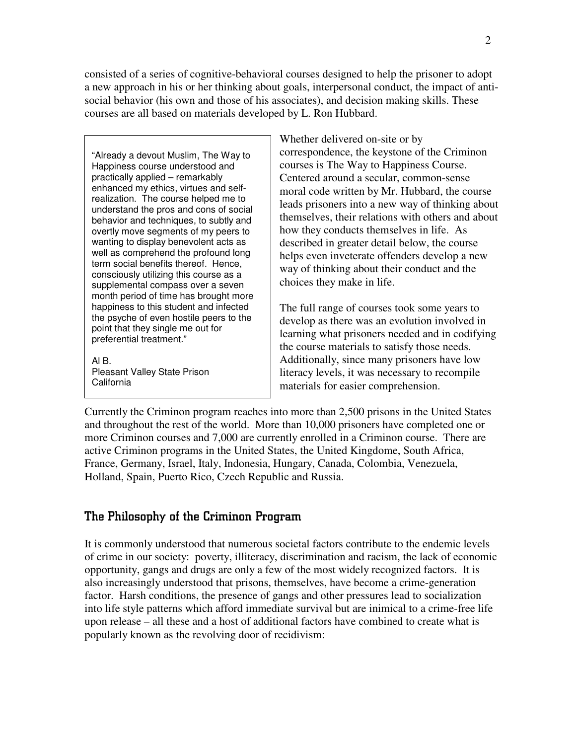consisted of a series of cognitive-behavioral courses designed to help the prisoner to adopt a new approach in his or her thinking about goals, interpersonal conduct, the impact of anti-social behavior (his own and those of his associates), and decision making skills. These courses are all based on materials developed by L. Ron Hubbard.

> "Already a devout Muslim, The Way to Happiness course understood and practically applied – remarkably enhanced my ethics, virtues and self-realization. The course helped me to understand the pros and cons of social behavior and techniques, to subtly and overtly move segments of my peers to wanting to display benevolent acts as well as comprehend the profound long term social benefits thereof. Hence, consciously utilizing this course as a supplemental compass over a seven month period of time has brought more happiness to this student and infected the psyche of even hostile peers to the point that they single me out for preferential treatment."
>
> Al B.
> Pleasant Valley State Prison
> California

Whether delivered on-site or by correspondence, the keystone of the Criminon courses is The Way to Happiness Course. Centered around a secular, common-sense moral code written by Mr. Hubbard, the course leads prisoners into a new way of thinking about themselves, their relations with others and about how they conducts themselves in life. As described in greater detail below, the course helps even inveterate offenders develop a new way of thinking about their conduct and the choices they make in life.

The full range of courses took some years to develop as there was an evolution involved in learning what prisoners needed and in codifying the course materials to satisfy those needs. Additionally, since many prisoners have low literacy levels, it was necessary to recompile materials for easier comprehension.

Currently the Criminon program reaches into more than 2,500 prisons in the United States and throughout the rest of the world. More than 10,000 prisoners have completed one or more Criminon courses and 7,000 are currently enrolled in a Criminon course. There are active Criminon programs in the United States, the United Kingdome, South Africa, France, Germany, Israel, Italy, Indonesia, Hungary, Canada, Colombia, Venezuela, Holland, Spain, Puerto Rico, Czech Republic and Russia.

## The Philosophy of the Criminon Program

It is commonly understood that numerous societal factors contribute to the endemic levels of crime in our society: poverty, illiteracy, discrimination and racism, the lack of economic opportunity, gangs and drugs are only a few of the most widely recognized factors. It is also increasingly understood that prisons, themselves, have become a crime-generation factor. Harsh conditions, the presence of gangs and other pressures lead to socialization into life style patterns which afford immediate survival but are inimical to a crime-free life upon release – all these and a host of additional factors have combined to create what is popularly known as the revolving door of recidivism: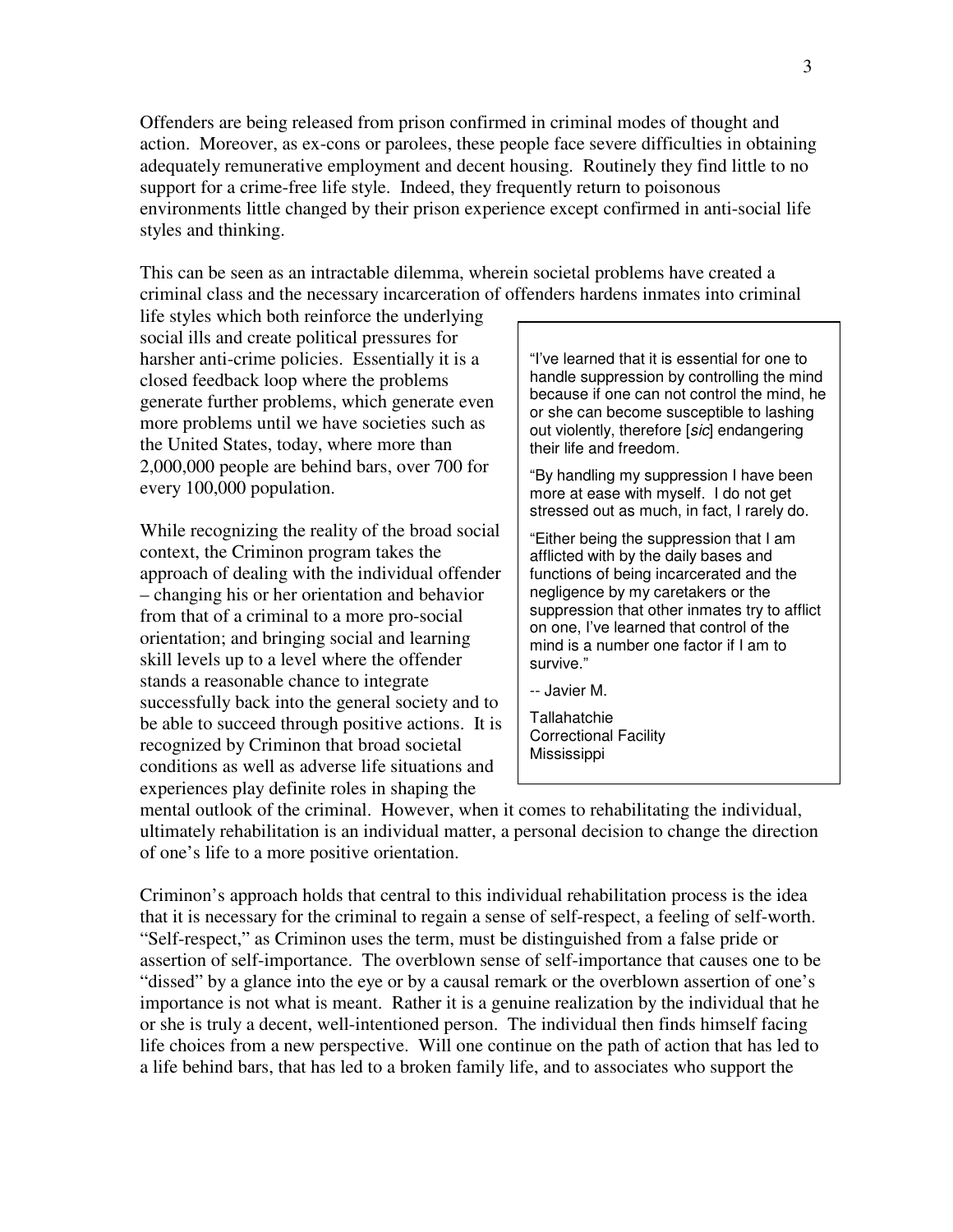Offenders are being released from prison confirmed in criminal modes of thought and action. Moreover, as ex-cons or parolees, these people face severe difficulties in obtaining adequately remunerative employment and decent housing. Routinely they find little to no support for a crime-free life style. Indeed, they frequently return to poisonous environments little changed by their prison experience except confirmed in anti-social life styles and thinking.

This can be seen as an intractable dilemma, wherein societal problems have created a criminal class and the necessary incarceration of offenders hardens inmates into criminal life styles which both reinforce the underlying social ills and create political pressures for harsher anti-crime policies. Essentially it is a closed feedback loop where the problems generate further problems, which generate even more problems until we have societies such as the United States, today, where more than 2,000,000 people are behind bars, over 700 for every 100,000 population.

While recognizing the reality of the broad social context, the Criminon program takes the approach of dealing with the individual offender – changing his or her orientation and behavior from that of a criminal to a more pro-social orientation; and bringing social and learning skill levels up to a level where the offender stands a reasonable chance to integrate successfully back into the general society and to be able to succeed through positive actions. It is recognized by Criminon that broad societal conditions as well as adverse life situations and experiences play definite roles in shaping the mental outlook of the criminal. However, when it comes to rehabilitating the individual, ultimately rehabilitation is an individual matter, a personal decision to change the direction of one's life to a more positive orientation.

> "I've learned that it is essential for one to handle suppression by controlling the mind because if one can not control the mind, he or she can become susceptible to lashing out violently, therefore [*sic*] endangering their life and freedom.
>
> "By handling my suppression I have been more at ease with myself. I do not get stressed out as much, in fact, I rarely do.
>
> "Either being the suppression that I am afflicted with by the daily bases and functions of being incarcerated and the negligence by my caretakers or the suppression that other inmates try to afflict on one, I've learned that control of the mind is a number one factor if I am to survive."
>
> -- Javier M.
>
> Tallahatchie
> Correctional Facility
> Mississippi

Criminon's approach holds that central to this individual rehabilitation process is the idea that it is necessary for the criminal to regain a sense of self-respect, a feeling of self-worth. "Self-respect," as Criminon uses the term, must be distinguished from a false pride or assertion of self-importance. The overblown sense of self-importance that causes one to be "dissed" by a glance into the eye or by a causal remark or the overblown assertion of one's importance is not what is meant. Rather it is a genuine realization by the individual that he or she is truly a decent, well-intentioned person. The individual then finds himself facing life choices from a new perspective. Will one continue on the path of action that has led to a life behind bars, that has led to a broken family life, and to associates who support the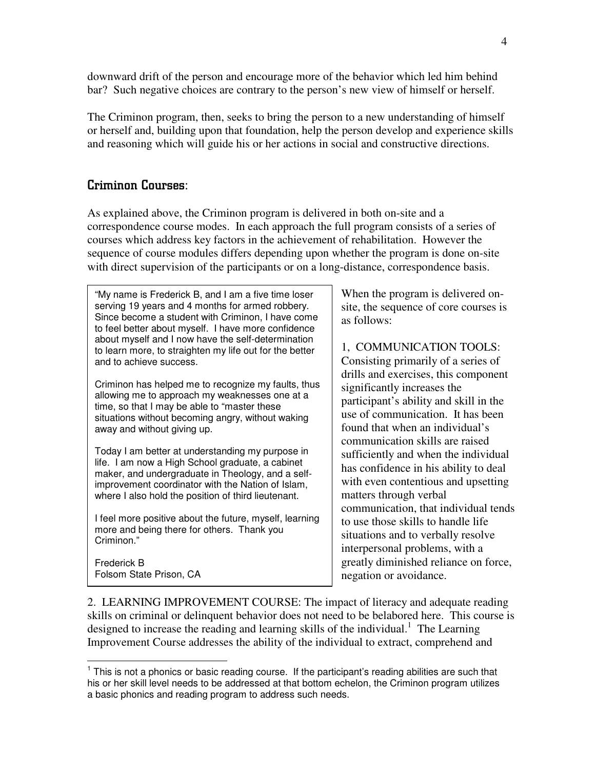downward drift of the person and encourage more of the behavior which led him behind bar? Such negative choices are contrary to the person's new view of himself or herself.

The Criminon program, then, seeks to bring the person to a new understanding of himself or herself and, building upon that foundation, help the person develop and experience skills and reasoning which will guide his or her actions in social and constructive directions.

## Criminon Courses:

As explained above, the Criminon program is delivered in both on-site and a correspondence course modes. In each approach the full program consists of a series of courses which address key factors in the achievement of rehabilitation. However the sequence of course modules differs depending upon whether the program is done on-site with direct supervision of the participants or on a long-distance, correspondence basis.

> "My name is Frederick B, and I am a five time loser serving 19 years and 4 months for armed robbery. Since become a student with Criminon, I have come to feel better about myself. I have more confidence about myself and I now have the self-determination to learn more, to straighten my life out for the better and to achieve success.
>
> Criminon has helped me to recognize my faults, thus allowing me to approach my weaknesses one at a time, so that I may be able to "master these situations without becoming angry, without waking away and without giving up.
>
> Today I am better at understanding my purpose in life. I am now a High School graduate, a cabinet maker, and undergraduate in Theology, and a self-improvement coordinator with the Nation of Islam, where I also hold the position of third lieutenant.
>
> I feel more positive about the future, myself, learning more and being there for others. Thank you Criminon."
>
> Frederick B
> Folsom State Prison, CA

When the program is delivered on-site, the sequence of core courses is as follows:

1, COMMUNICATION TOOLS: Consisting primarily of a series of drills and exercises, this component significantly increases the participant's ability and skill in the use of communication. It has been found that when an individual's communication skills are raised sufficiently and when the individual has confidence in his ability to deal with even contentious and upsetting matters through verbal communication, that individual tends to use those skills to handle life situations and to verbally resolve interpersonal problems, with a greatly diminished reliance on force, negation or avoidance.

2. LEARNING IMPROVEMENT COURSE: The impact of literacy and adequate reading skills on criminal or delinquent behavior does not need to be belabored here. This course is designed to increase the reading and learning skills of the individual.[1] The Learning Improvement Course addresses the ability of the individual to extract, comprehend and

[1] This is not a phonics or basic reading course. If the participant's reading abilities are such that his or her skill level needs to be addressed at that bottom echelon, the Criminon program utilizes a basic phonics and reading program to address such needs.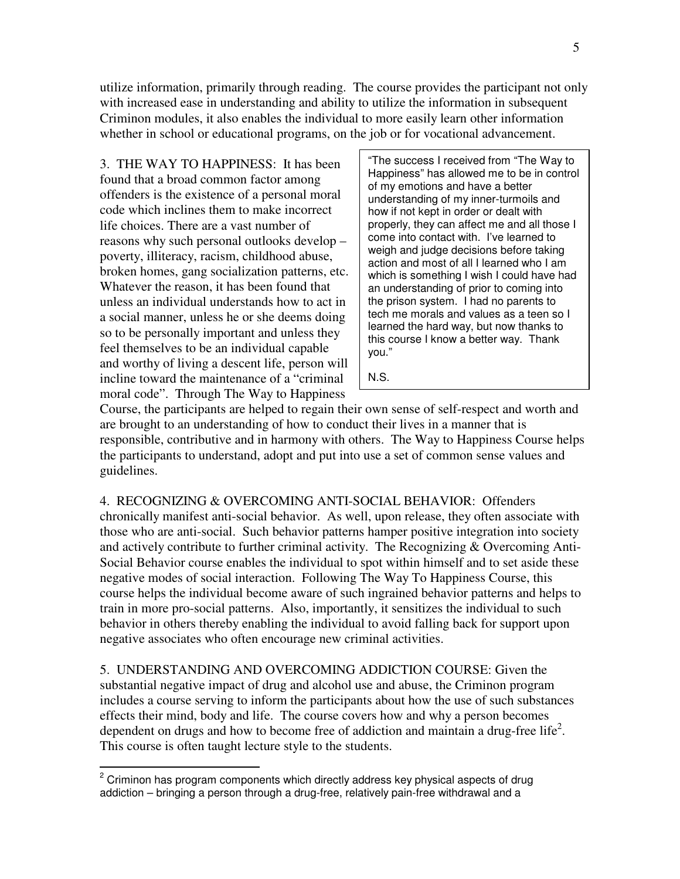utilize information, primarily through reading. The course provides the participant not only with increased ease in understanding and ability to utilize the information in subsequent Criminon modules, it also enables the individual to more easily learn other information whether in school or educational programs, on the job or for vocational advancement.

3. THE WAY TO HAPPINESS: It has been found that a broad common factor among offenders is the existence of a personal moral code which inclines them to make incorrect life choices. There are a vast number of reasons why such personal outlooks develop – poverty, illiteracy, racism, childhood abuse, broken homes, gang socialization patterns, etc. Whatever the reason, it has been found that unless an individual understands how to act in a social manner, unless he or she deems doing so to be personally important and unless they feel themselves to be an individual capable and worthy of living a descent life, person will incline toward the maintenance of a "criminal moral code". Through The Way to Happiness Course, the participants are helped to regain their own sense of self-respect and worth and are brought to an understanding of how to conduct their lives in a manner that is responsible, contributive and in harmony with others. The Way to Happiness Course helps the participants to understand, adopt and put into use a set of common sense values and guidelines.

> "The success I received from "The Way to Happiness" has allowed me to be in control of my emotions and have a better understanding of my inner-turmoils and how if not kept in order or dealt with properly, they can affect me and all those I come into contact with. I've learned to weigh and judge decisions before taking action and most of all I learned who I am which is something I wish I could have had an understanding of prior to coming into the prison system. I had no parents to tech me morals and values as a teen so I learned the hard way, but now thanks to this course I know a better way. Thank you."
>
> N.S.

4. RECOGNIZING & OVERCOMING ANTI-SOCIAL BEHAVIOR: Offenders chronically manifest anti-social behavior. As well, upon release, they often associate with those who are anti-social. Such behavior patterns hamper positive integration into society and actively contribute to further criminal activity. The Recognizing & Overcoming Anti-Social Behavior course enables the individual to spot within himself and to set aside these negative modes of social interaction. Following The Way To Happiness Course, this course helps the individual become aware of such ingrained behavior patterns and helps to train in more pro-social patterns. Also, importantly, it sensitizes the individual to such behavior in others thereby enabling the individual to avoid falling back for support upon negative associates who often encourage new criminal activities.

5. UNDERSTANDING AND OVERCOMING ADDICTION COURSE: Given the substantial negative impact of drug and alcohol use and abuse, the Criminon program includes a course serving to inform the participants about how the use of such substances effects their mind, body and life. The course covers how and why a person becomes dependent on drugs and how to become free of addiction and maintain a drug-free life[2]. This course is often taught lecture style to the students.

---

[2] Criminon has program components which directly address key physical aspects of drug addiction – bringing a person through a drug-free, relatively pain-free withdrawal and a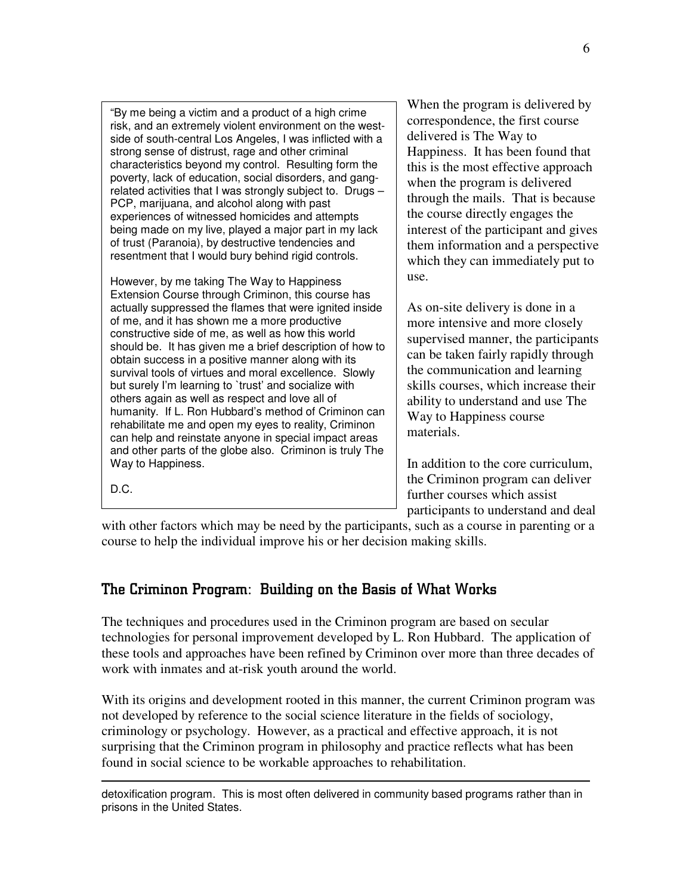> "By me being a victim and a product of a high crime risk, and an extremely violent environment on the west-side of south-central Los Angeles, I was inflicted with a strong sense of distrust, rage and other criminal characteristics beyond my control. Resulting form the poverty, lack of education, social disorders, and gang-related activities that I was strongly subject to. Drugs – PCP, marijuana, and alcohol along with past experiences of witnessed homicides and attempts being made on my live, played a major part in my lack of trust (Paranoia), by destructive tendencies and resentment that I would bury behind rigid controls.
>
> However, by me taking The Way to Happiness Extension Course through Criminon, this course has actually suppressed the flames that were ignited inside of me, and it has shown me a more productive constructive side of me, as well as how this world should be. It has given me a brief description of how to obtain success in a positive manner along with its survival tools of virtues and moral excellence. Slowly but surely I'm learning to `trust' and socialize with others again as well as respect and love all of humanity. If L. Ron Hubbard's method of Criminon can rehabilitate me and open my eyes to reality, Criminon can help and reinstate anyone in special impact areas and other parts of the globe also. Criminon is truly The Way to Happiness.
>
> D.C.

When the program is delivered by correspondence, the first course delivered is The Way to Happiness. It has been found that this is the most effective approach when the program is delivered through the mails. That is because the course directly engages the interest of the participant and gives them information and a perspective which they can immediately put to use.

As on-site delivery is done in a more intensive and more closely supervised manner, the participants can be taken fairly rapidly through the communication and learning skills courses, which increase their ability to understand and use The Way to Happiness course materials.

In addition to the core curriculum, the Criminon program can deliver further courses which assist participants to understand and deal with other factors which may be need by the participants, such as a course in parenting or a course to help the individual improve his or her decision making skills.

## The Criminon Program: Building on the Basis of What Works

The techniques and procedures used in the Criminon program are based on secular technologies for personal improvement developed by L. Ron Hubbard. The application of these tools and approaches have been refined by Criminon over more than three decades of work with inmates and at-risk youth around the world.

With its origins and development rooted in this manner, the current Criminon program was not developed by reference to the social science literature in the fields of sociology, criminology or psychology. However, as a practical and effective approach, it is not surprising that the Criminon program in philosophy and practice reflects what has been found in social science to be workable approaches to rehabilitation.

---

detoxification program. This is most often delivered in community based programs rather than in prisons in the United States.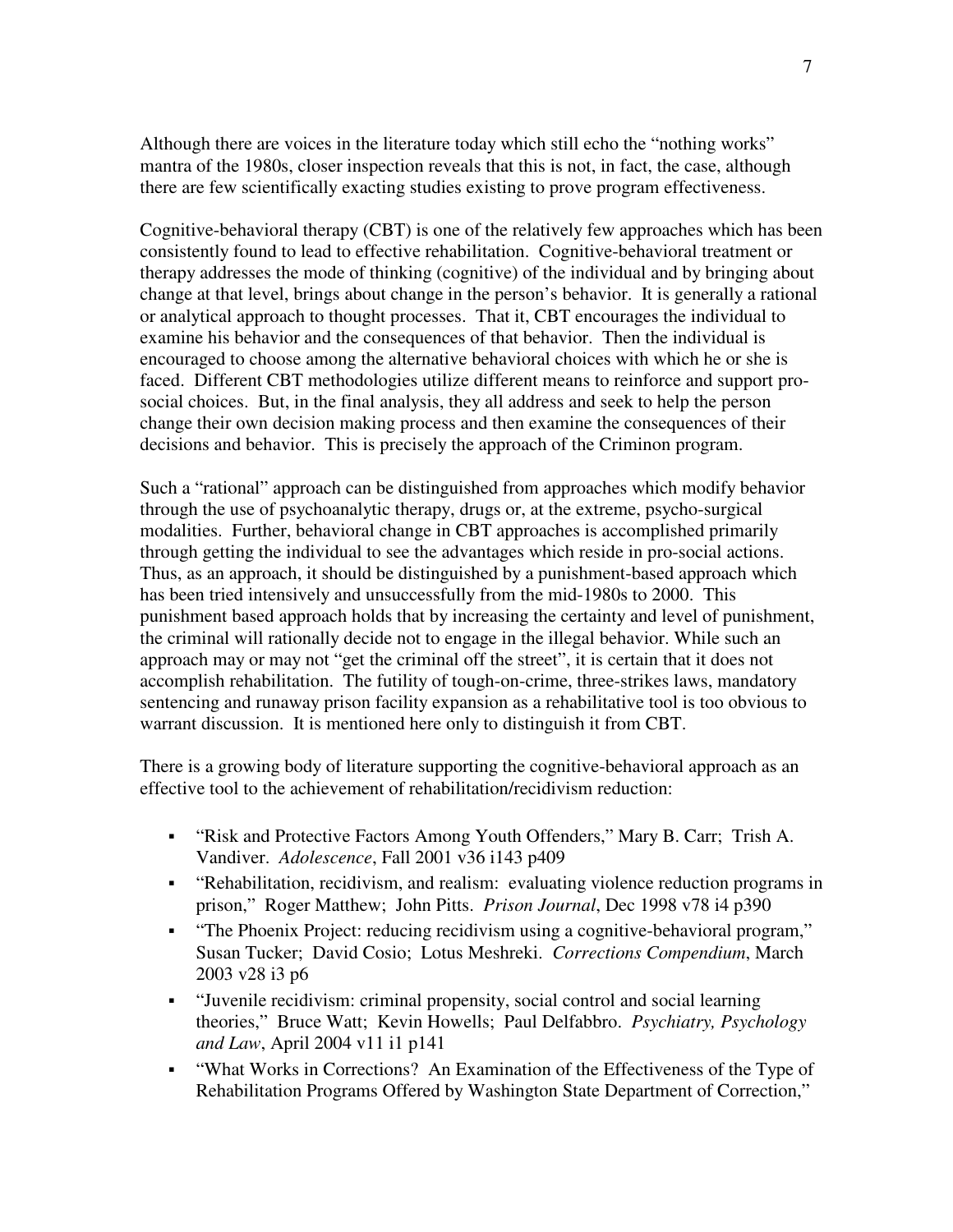Although there are voices in the literature today which still echo the "nothing works" mantra of the 1980s, closer inspection reveals that this is not, in fact, the case, although there are few scientifically exacting studies existing to prove program effectiveness.

Cognitive-behavioral therapy (CBT) is one of the relatively few approaches which has been consistently found to lead to effective rehabilitation. Cognitive-behavioral treatment or therapy addresses the mode of thinking (cognitive) of the individual and by bringing about change at that level, brings about change in the person's behavior. It is generally a rational or analytical approach to thought processes. That it, CBT encourages the individual to examine his behavior and the consequences of that behavior. Then the individual is encouraged to choose among the alternative behavioral choices with which he or she is faced. Different CBT methodologies utilize different means to reinforce and support pro-social choices. But, in the final analysis, they all address and seek to help the person change their own decision making process and then examine the consequences of their decisions and behavior. This is precisely the approach of the Criminon program.

Such a "rational" approach can be distinguished from approaches which modify behavior through the use of psychoanalytic therapy, drugs or, at the extreme, psycho-surgical modalities. Further, behavioral change in CBT approaches is accomplished primarily through getting the individual to see the advantages which reside in pro-social actions. Thus, as an approach, it should be distinguished by a punishment-based approach which has been tried intensively and unsuccessfully from the mid-1980s to 2000. This punishment based approach holds that by increasing the certainty and level of punishment, the criminal will rationally decide not to engage in the illegal behavior. While such an approach may or may not "get the criminal off the street", it is certain that it does not accomplish rehabilitation. The futility of tough-on-crime, three-strikes laws, mandatory sentencing and runaway prison facility expansion as a rehabilitative tool is too obvious to warrant discussion. It is mentioned here only to distinguish it from CBT.

There is a growing body of literature supporting the cognitive-behavioral approach as an effective tool to the achievement of rehabilitation/recidivism reduction:

- "Risk and Protective Factors Among Youth Offenders," Mary B. Carr; Trish A. Vandiver. *Adolescence*, Fall 2001 v36 i143 p409
- "Rehabilitation, recidivism, and realism: evaluating violence reduction programs in prison," Roger Matthew; John Pitts. *Prison Journal*, Dec 1998 v78 i4 p390
- "The Phoenix Project: reducing recidivism using a cognitive-behavioral program," Susan Tucker; David Cosio; Lotus Meshreki. *Corrections Compendium*, March 2003 v28 i3 p6
- "Juvenile recidivism: criminal propensity, social control and social learning theories," Bruce Watt; Kevin Howells; Paul Delfabbro. *Psychiatry, Psychology and Law*, April 2004 v11 i1 p141
- "What Works in Corrections? An Examination of the Effectiveness of the Type of Rehabilitation Programs Offered by Washington State Department of Correction,"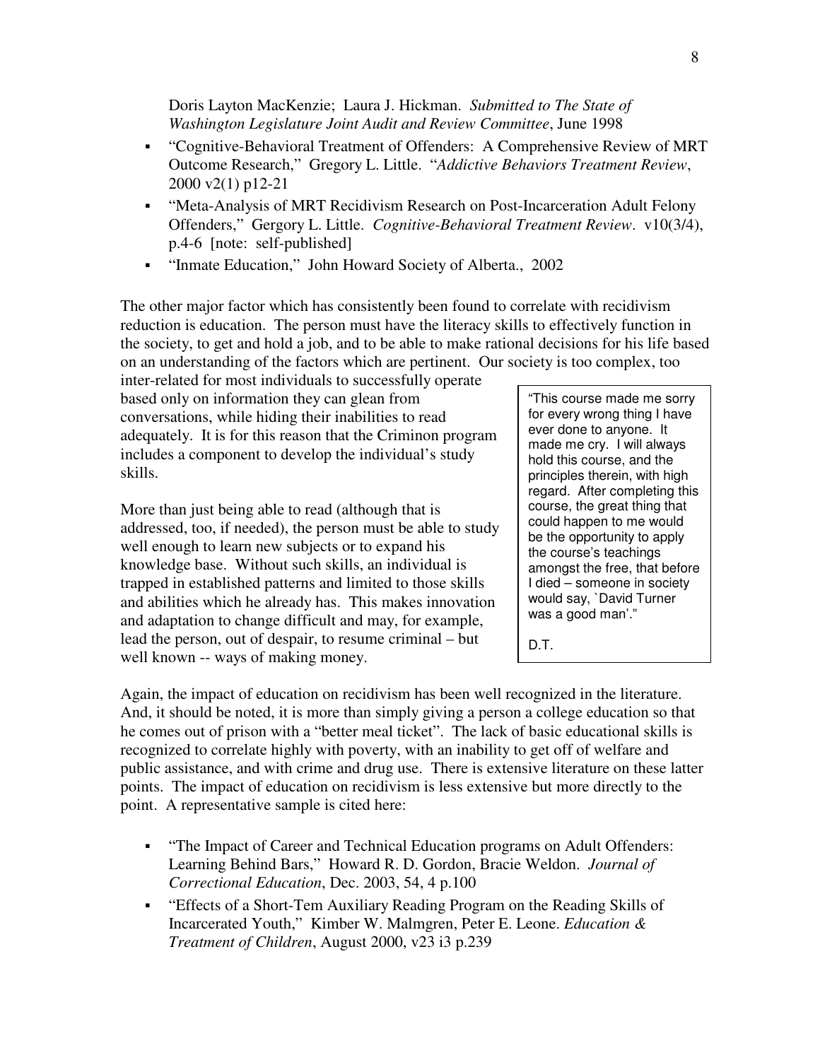Doris Layton MacKenzie; Laura J. Hickman. *Submitted to The State of Washington Legislature Joint Audit and Review Committee*, June 1998

- "Cognitive-Behavioral Treatment of Offenders: A Comprehensive Review of MRT Outcome Research," Gregory L. Little. "*Addictive Behaviors Treatment Review*, 2000 v2(1) p12-21
- "Meta-Analysis of MRT Recidivism Research on Post-Incarceration Adult Felony Offenders," Gergory L. Little. *Cognitive-Behavioral Treatment Review*. v10(3/4), p.4-6 [note: self-published]
- "Inmate Education," John Howard Society of Alberta., 2002

The other major factor which has consistently been found to correlate with recidivism reduction is education. The person must have the literacy skills to effectively function in the society, to get and hold a job, and to be able to make rational decisions for his life based on an understanding of the factors which are pertinent. Our society is too complex, too inter-related for most individuals to successfully operate based only on information they can glean from conversations, while hiding their inabilities to read adequately. It is for this reason that the Criminon program includes a component to develop the individual's study skills.

More than just being able to read (although that is addressed, too, if needed), the person must be able to study well enough to learn new subjects or to expand his knowledge base. Without such skills, an individual is trapped in established patterns and limited to those skills and abilities which he already has. This makes innovation and adaptation to change difficult and may, for example, lead the person, out of despair, to resume criminal – but well known -- ways of making money.

> "This course made me sorry for every wrong thing I have ever done to anyone. It made me cry. I will always hold this course, and the principles therein, with high regard. After completing this course, the great thing that could happen to me would be the opportunity to apply the course's teachings amongst the free, that before I died – someone in society would say, `David Turner was a good man'."
>
> D.T.

Again, the impact of education on recidivism has been well recognized in the literature. And, it should be noted, it is more than simply giving a person a college education so that he comes out of prison with a "better meal ticket". The lack of basic educational skills is recognized to correlate highly with poverty, with an inability to get off of welfare and public assistance, and with crime and drug use. There is extensive literature on these latter points. The impact of education on recidivism is less extensive but more directly to the point. A representative sample is cited here:

- "The Impact of Career and Technical Education programs on Adult Offenders: Learning Behind Bars," Howard R. D. Gordon, Bracie Weldon. *Journal of Correctional Education*, Dec. 2003, 54, 4 p.100
- "Effects of a Short-Tem Auxiliary Reading Program on the Reading Skills of Incarcerated Youth," Kimber W. Malmgren, Peter E. Leone. *Education & Treatment of Children*, August 2000, v23 i3 p.239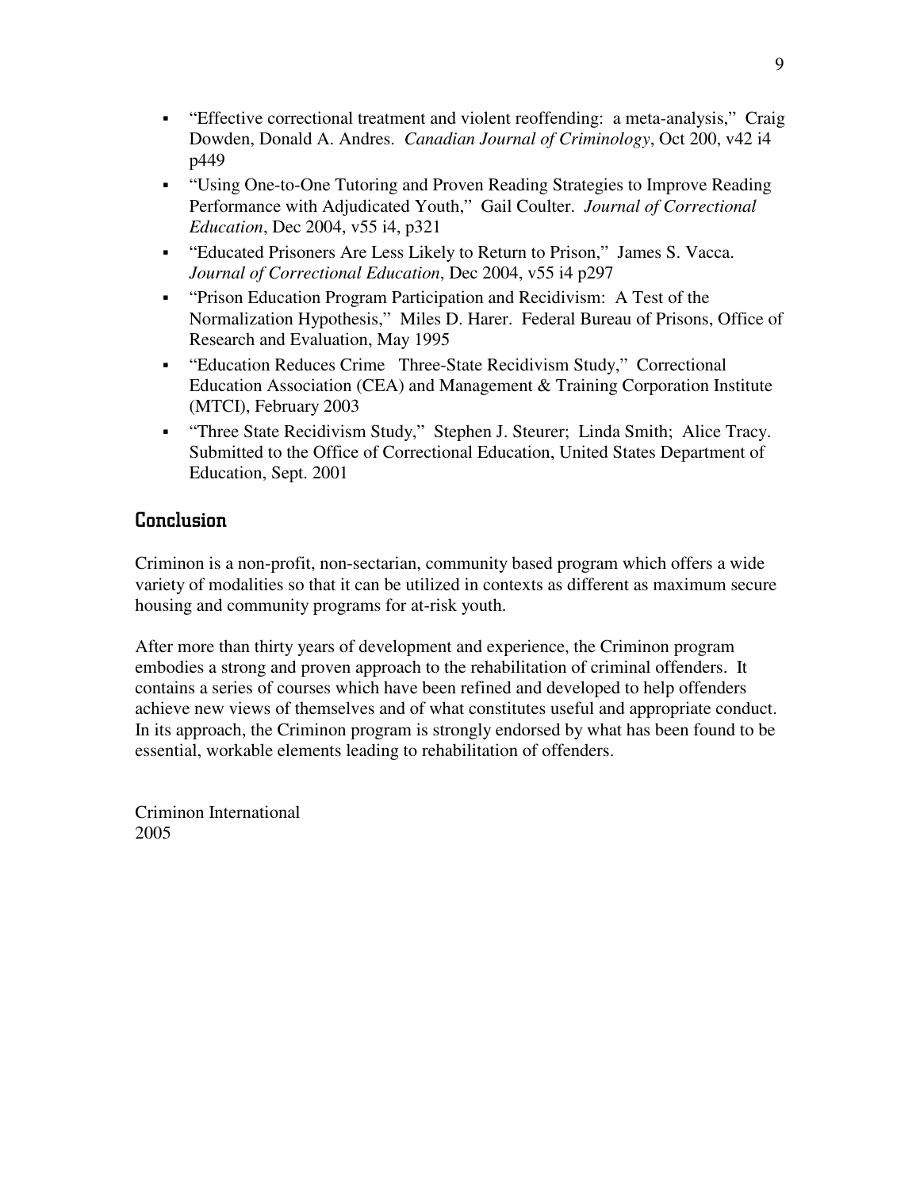- "Effective correctional treatment and violent reoffending: a meta-analysis," Craig Dowden, Donald A. Andres. *Canadian Journal of Criminology*, Oct 200, v42 i4 p449
- "Using One-to-One Tutoring and Proven Reading Strategies to Improve Reading Performance with Adjudicated Youth," Gail Coulter. *Journal of Correctional Education*, Dec 2004, v55 i4, p321
- "Educated Prisoners Are Less Likely to Return to Prison," James S. Vacca. *Journal of Correctional Education*, Dec 2004, v55 i4 p297
- "Prison Education Program Participation and Recidivism: A Test of the Normalization Hypothesis," Miles D. Harer. Federal Bureau of Prisons, Office of Research and Evaluation, May 1995
- "Education Reduces Crime Three-State Recidivism Study," Correctional Education Association (CEA) and Management & Training Corporation Institute (MTCI), February 2003
- "Three State Recidivism Study," Stephen J. Steurer; Linda Smith; Alice Tracy. Submitted to the Office of Correctional Education, United States Department of Education, Sept. 2001

## Conclusion

Criminon is a non-profit, non-sectarian, community based program which offers a wide variety of modalities so that it can be utilized in contexts as different as maximum secure housing and community programs for at-risk youth.

After more than thirty years of development and experience, the Criminon program embodies a strong and proven approach to the rehabilitation of criminal offenders. It contains a series of courses which have been refined and developed to help offenders achieve new views of themselves and of what constitutes useful and appropriate conduct. In its approach, the Criminon program is strongly endorsed by what has been found to be essential, workable elements leading to rehabilitation of offenders.

Criminon International
2005